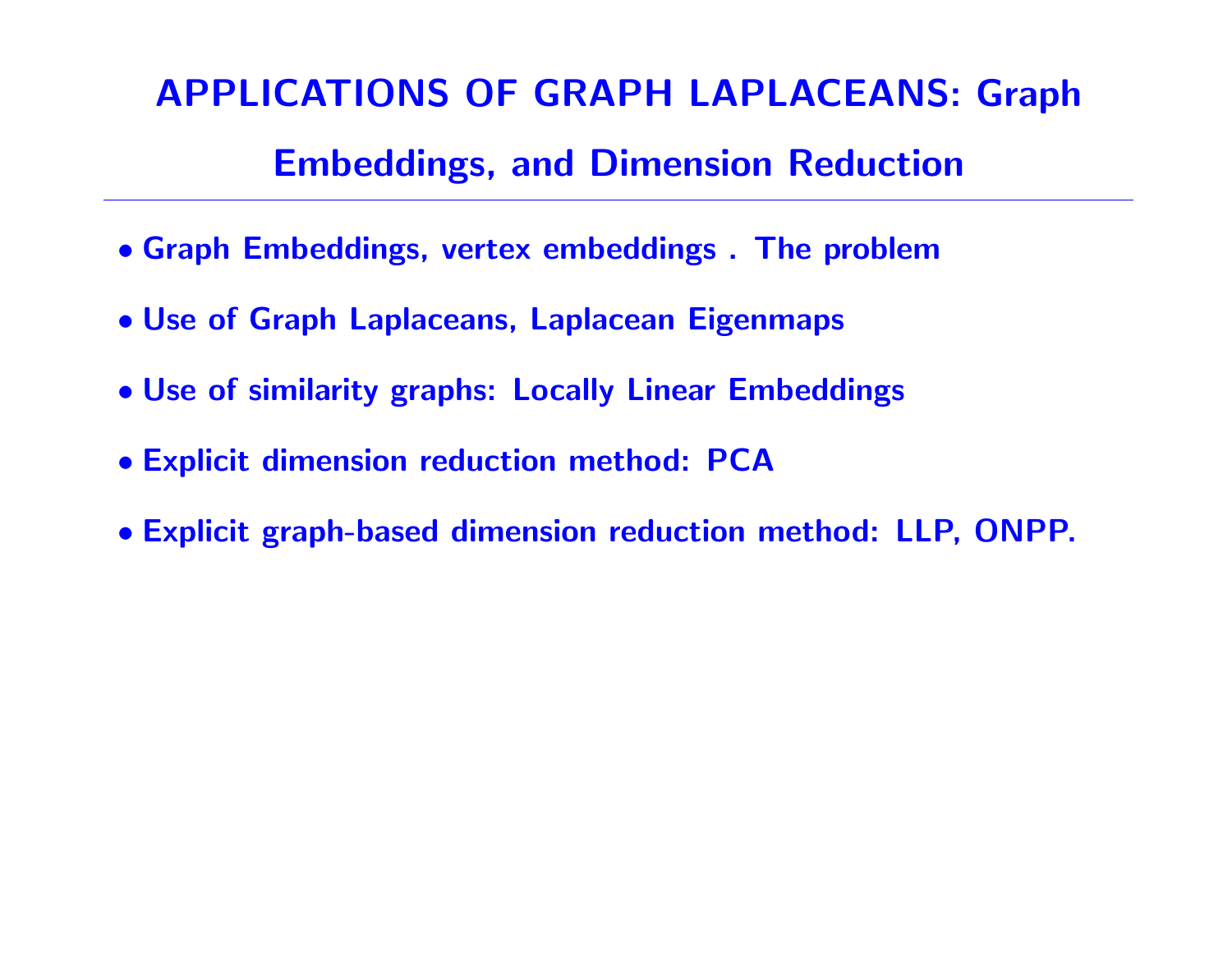# APPLICATIONS OF GRAPH LAPLACEANS: Graph Embeddings, and Dimension Reduction

- **Graph Embeddings, vertex embeddings . The problem**
- **Use of Graph Laplaceans, Laplacean Eigenmaps**
- **Use of similarity graphs: Locally Linear Embeddings**
- **Explicit dimension reduction method: PCA**
- **Explicit graph-based dimension reduction method: LLP, ONPP.**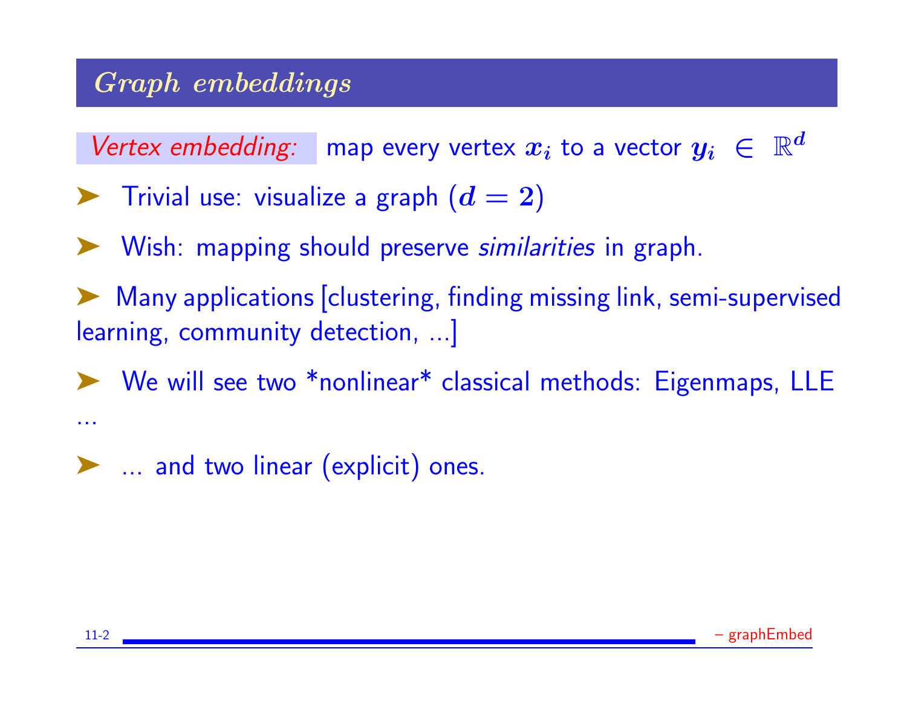## *Graph embeddings*

*Vertex embedding:* map every vertex $x_i$ to a vector $y_i \in \mathbb{R}^d$

- Trivial use: visualize a graph ($d = 2$)
- Wish: mapping should preserve *similarities* in graph.
- Many applications [clustering, finding missing link, semi-supervised learning, community detection, ...]
- We will see two *nonlinear* classical methods: Eigenmaps, LLE ...
- ... and two linear (explicit) ones.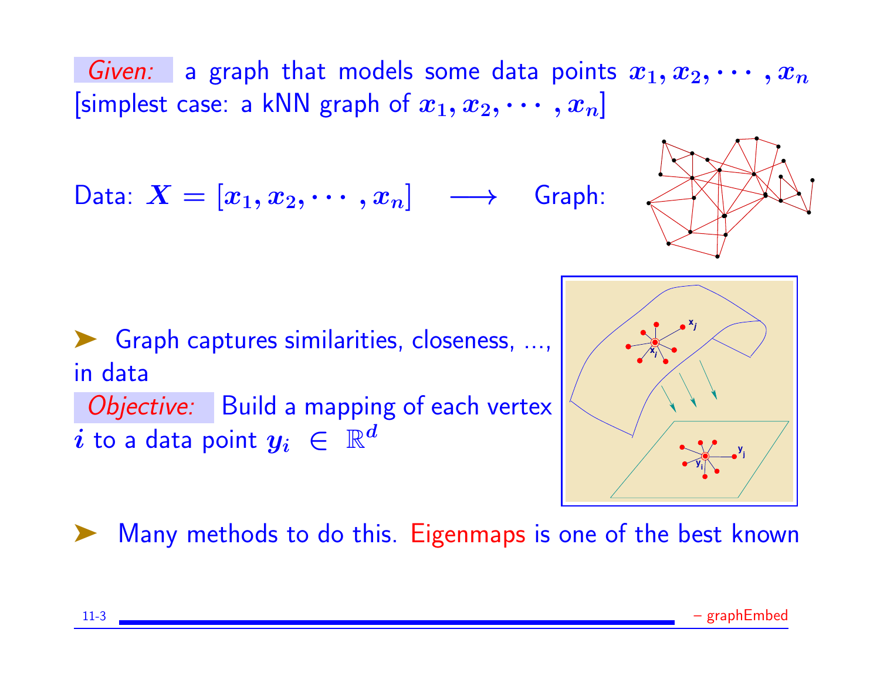*Given:* a graph that models some data points $x_1, x_2, \cdots, x_n$ [simplest case: a kNN graph of $x_1, x_2, \cdots, x_n$]

Data: $X = [x_1, x_2, \cdots, x_n] \quad \longrightarrow \quad$ Graph:

- Graph captures similarities, closeness, ..., in data

*Objective:* Build a mapping of each vertex $i$ to a data point $y_i \in \mathbb{R}^d$

- Many methods to do this. Eigenmaps is one of the best known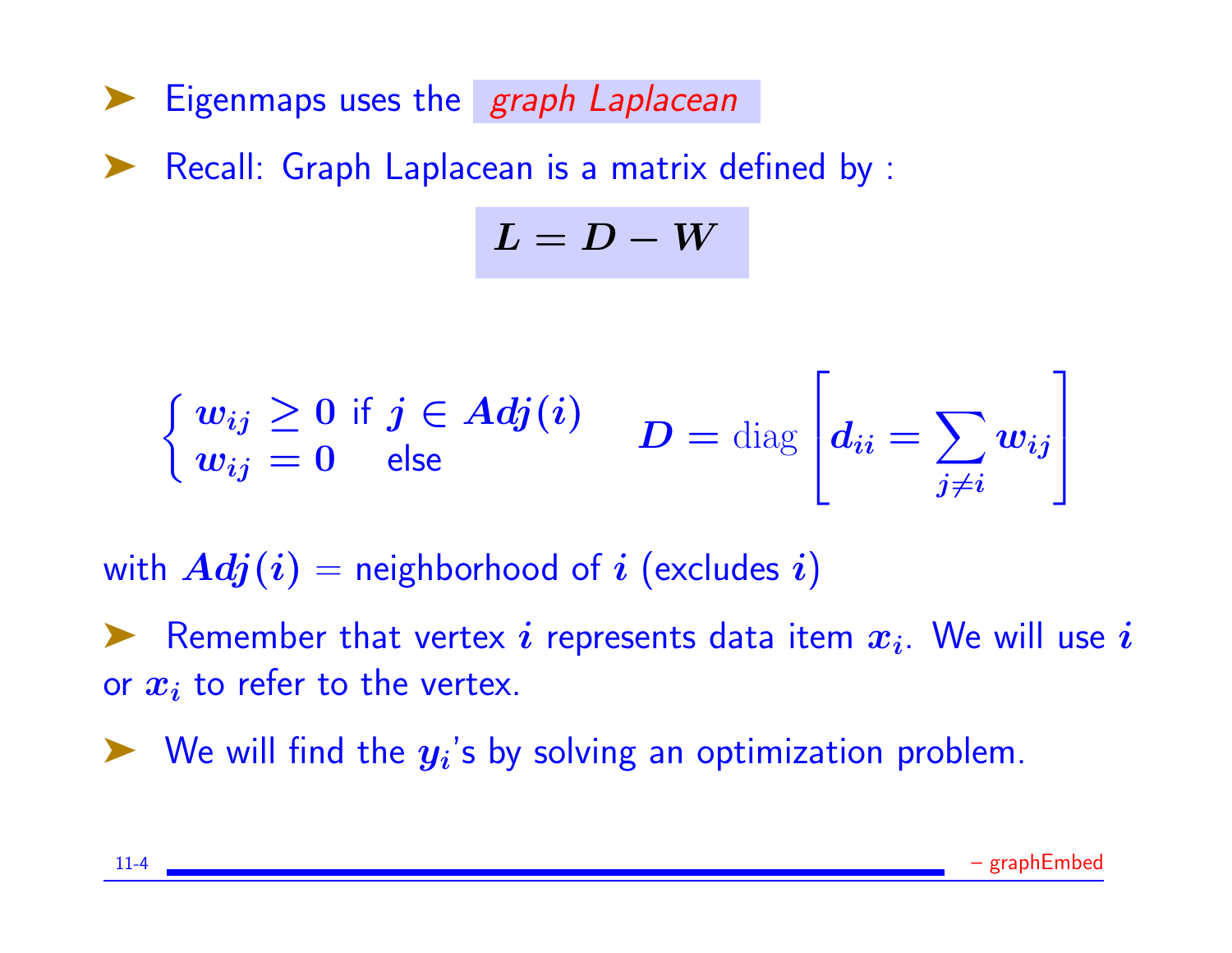- Eigenmaps uses the *graph Laplacean*
- Recall: Graph Laplacean is a matrix defined by :

$$L = D - W$$

$$\begin{cases} w_{ij} \geq 0 & \text{if } j \in Adj(i) \\ w_{ij} = 0 & \text{else} \end{cases} \qquad D = \text{diag}\left[ d_{ii} = \sum_{j \neq i} w_{ij} \right]$$

with $Adj(i)$ = neighborhood of $i$ (excludes $i$)

- Remember that vertex $i$ represents data item $x_i$. We will use $i$ or $x_i$ to refer to the vertex.
- We will find the $y_i$'s by solving an optimization problem.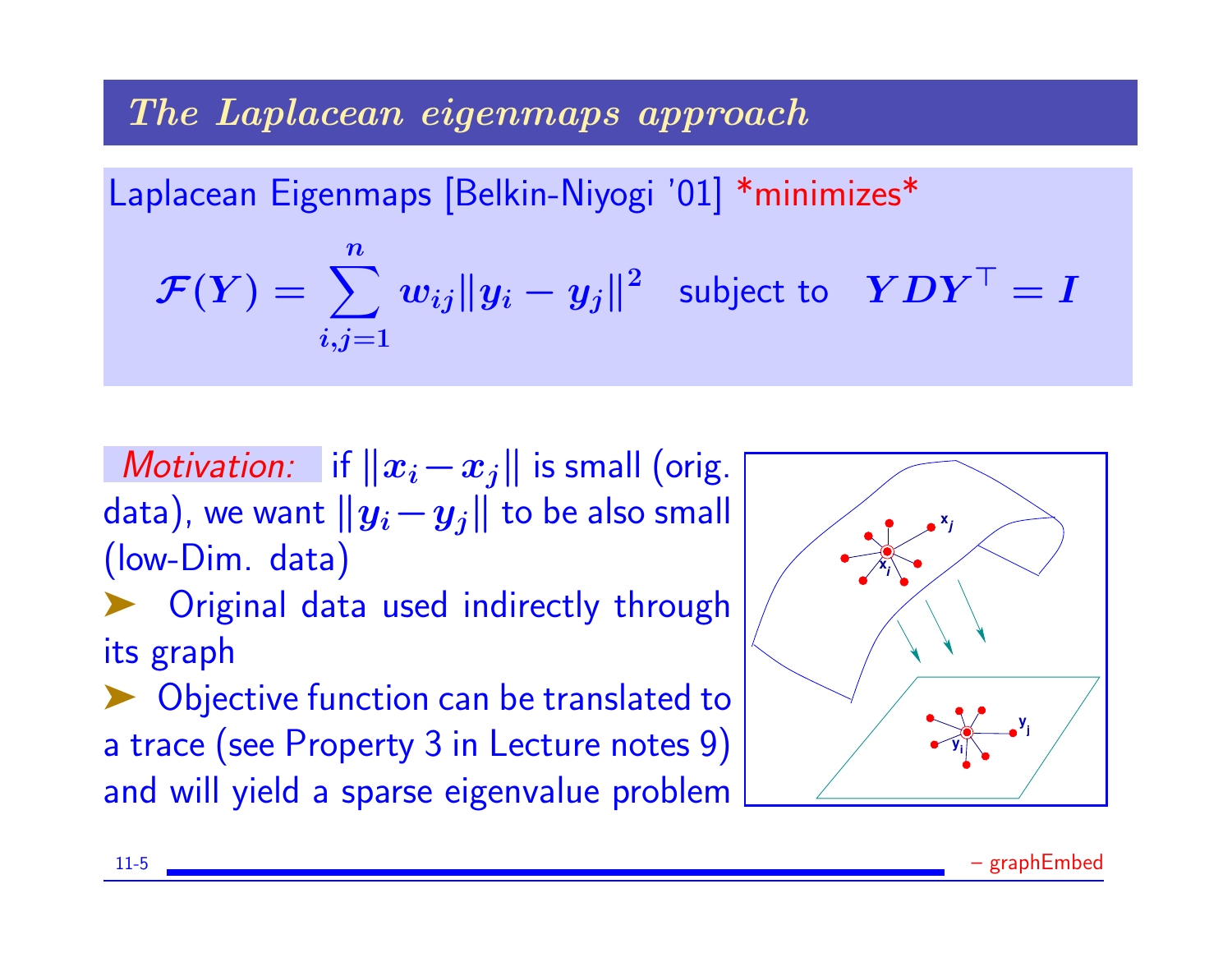## The Laplacean eigenmaps approach

Laplacean Eigenmaps [Belkin-Niyogi '01] *minimizes*

$$\mathcal{F}(Y) = \sum_{i,j=1}^{n} w_{ij} \|y_i - y_j\|^2 \quad \text{subject to} \quad YDY^\top = I$$

*Motivation:* if $\|x_i - x_j\|$ is small (orig. data), we want $\|y_i - y_j\|$ to be also small (low-Dim. data)

- Original data used indirectly through its graph
- Objective function can be translated to a trace (see Property 3 in Lecture notes 9) and will yield a sparse eigenvalue problem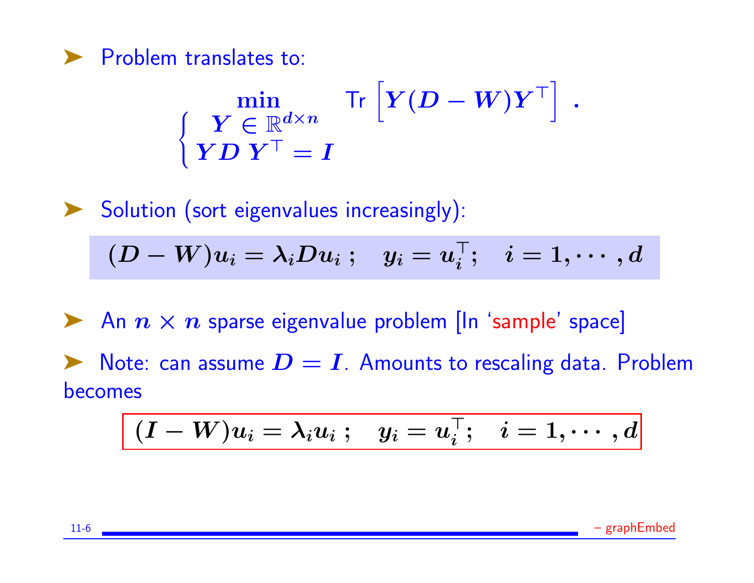- Problem translates to:

$$\min_{\begin{cases} Y \in \mathbb{R}^{d\times n} \\ Y D\, Y^\top = I \end{cases}} \quad \text{Tr}\left[Y(D-W)Y^\top\right] .$$

- Solution (sort eigenvalues increasingly):

$$(D-W)u_i = \lambda_i D u_i \; ; \quad y_i = u_i^\top ; \quad i = 1, \cdots, d$$

- An $n \times n$ sparse eigenvalue problem [In 'sample' space]

- Note: can assume $D = I$. Amounts to rescaling data. Problem becomes

$$\boxed{(I-W)u_i = \lambda_i u_i \; ; \quad y_i = u_i^\top ; \quad i = 1, \cdots, d}$$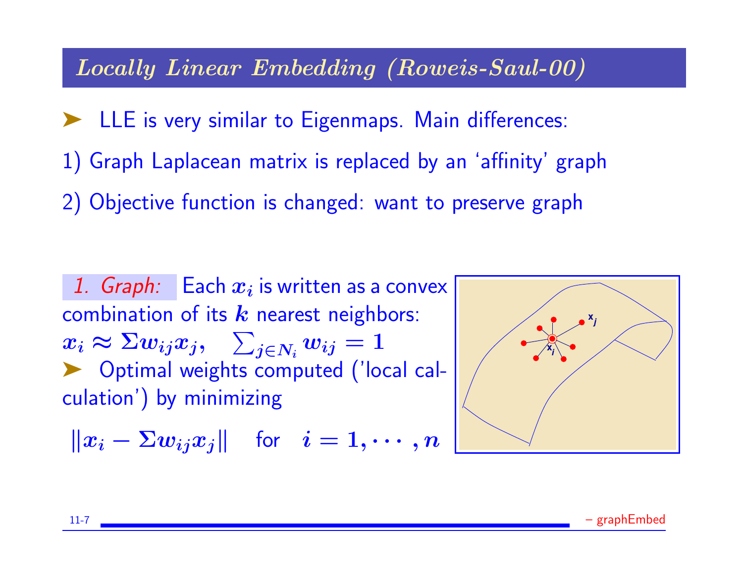## *Locally Linear Embedding (Roweis-Saul-00)*

- LLE is very similar to Eigenmaps. Main differences:

1) Graph Laplacean matrix is replaced by an 'affinity' graph

2) Objective function is changed: want to preserve graph

*1. Graph:* Each $x_i$ is written as a convex combination of its $k$ nearest neighbors:
$x_i \approx \Sigma w_{ij} x_j, \quad \sum_{j \in N_i} w_{ij} = 1$

- Optimal weights computed ('local calculation') by minimizing

$$\|x_i - \Sigma w_{ij} x_j\| \quad \text{for} \quad i = 1, \cdots, n$$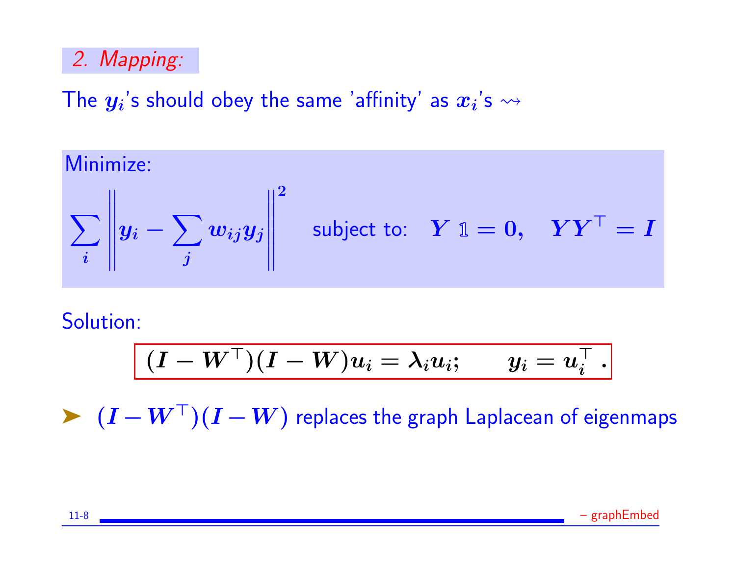## 2. Mapping:

The $y_i$'s should obey the same 'affinity' as $x_i$'s $\rightsquigarrow$

Minimize:

$$\sum_i \left\| y_i - \sum_j w_{ij} y_j \right\|^2 \quad \text{subject to:} \quad Y \mathbb{1} = 0, \quad YY^\top = I$$

Solution:

$$(I - W^\top)(I - W) u_i = \lambda_i u_i; \qquad y_i = u_i^\top .$$

- $(I - W^\top)(I - W)$ replaces the graph Laplacean of eigenmaps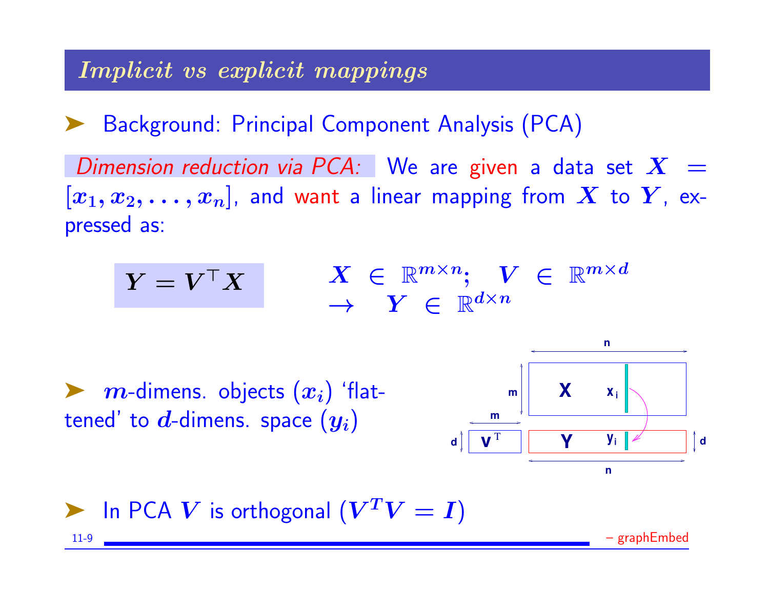## *Implicit vs explicit mappings*

- Background: Principal Component Analysis (PCA)

*Dimension reduction via PCA:* We are given a data set $X = [x_1, x_2, \ldots, x_n]$, and want a linear mapping from $X$ to $Y$, expressed as:

$$Y = V^\top X \qquad X \in \mathbb{R}^{m\times n}; \quad V \in \mathbb{R}^{m\times d} \quad \to \quad Y \in \mathbb{R}^{d\times n}$$

- $m$-dimens. objects ($x_i$) 'flattened' to $d$-dimens. space ($y_i$)

- In PCA $V$ is orthogonal ($V^T V = I$)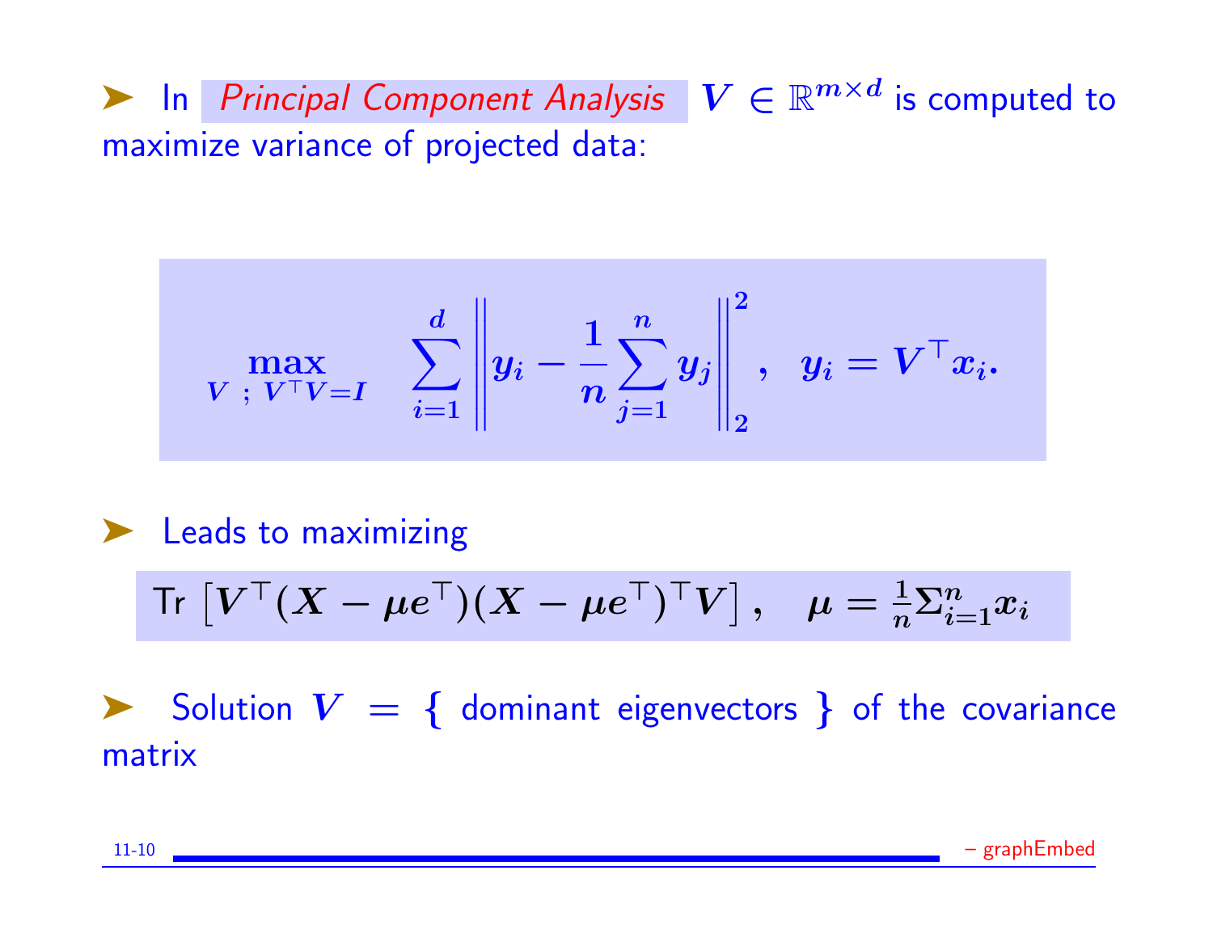- In *Principal Component Analysis* $V \in \mathbb{R}^{m \times d}$ is computed to maximize variance of projected data:

$$\max_{V \; ; \; V^\top V = I} \quad \sum_{i=1}^{d} \left\| y_i - \frac{1}{n} \sum_{j=1}^{n} y_j \right\|_2^2 , \quad y_i = V^\top x_i .$$

- Leads to maximizing

$$\text{Tr} \left[ V^\top (X - \mu e^\top)(X - \mu e^\top)^\top V \right] , \quad \mu = \tfrac{1}{n} \Sigma_{i=1}^{n} x_i$$

- Solution $V = \{$ dominant eigenvectors $\}$ of the covariance matrix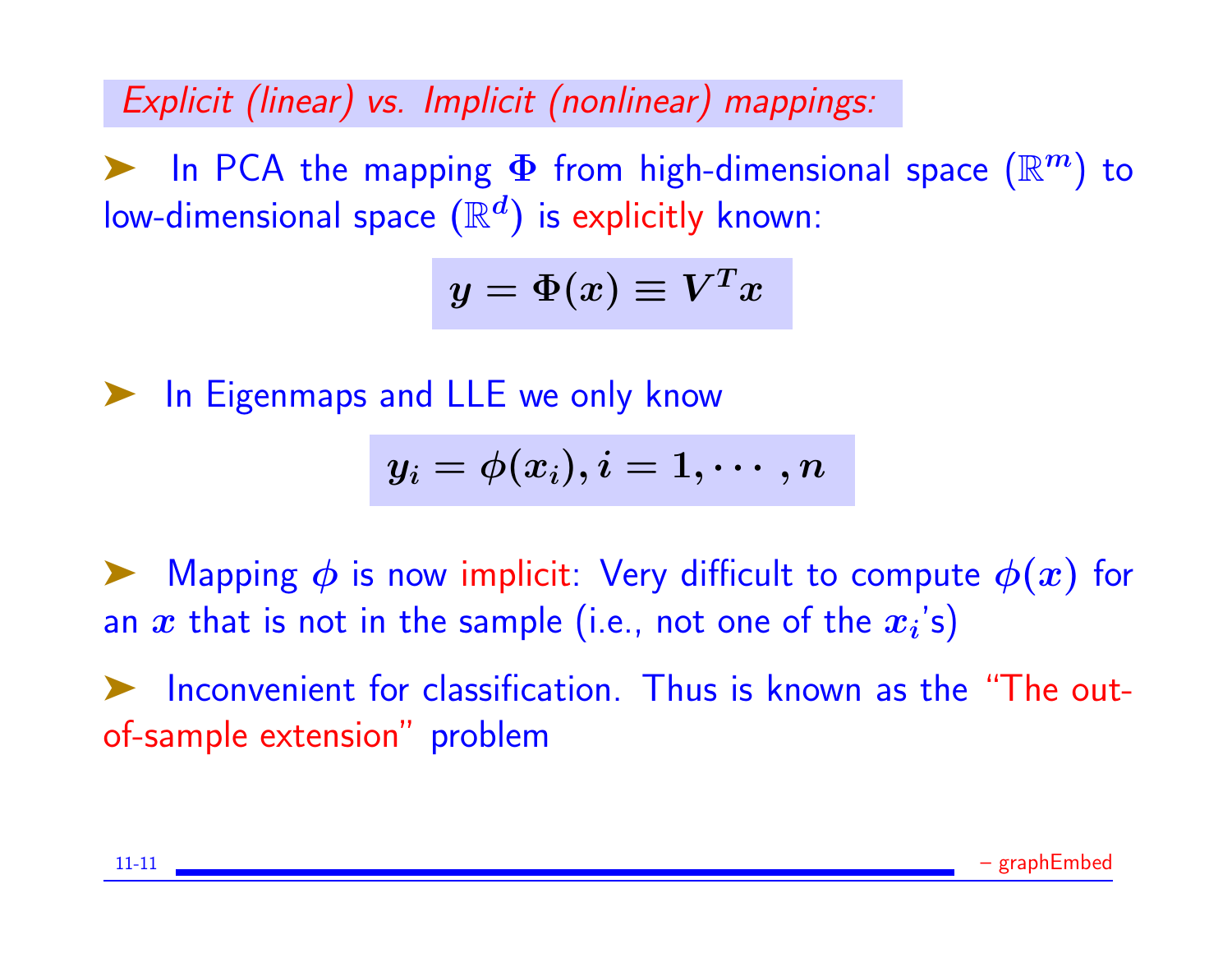## *Explicit (linear) vs. Implicit (nonlinear) mappings:*

- In PCA the mapping $\boldsymbol{\Phi}$ from high-dimensional space ($\mathbb{R}^m$) to low-dimensional space ($\mathbb{R}^d$) is explicitly known:

$$y = \Phi(x) \equiv V^T x$$

- In Eigenmaps and LLE we only know

$$y_i = \phi(x_i), i = 1, \cdots, n$$

- Mapping $\phi$ is now implicit: Very difficult to compute $\phi(x)$ for an $x$ that is not in the sample (i.e., not one of the $x_i$'s)

- Inconvenient for classification. Thus is known as the "The out-of-sample extension" problem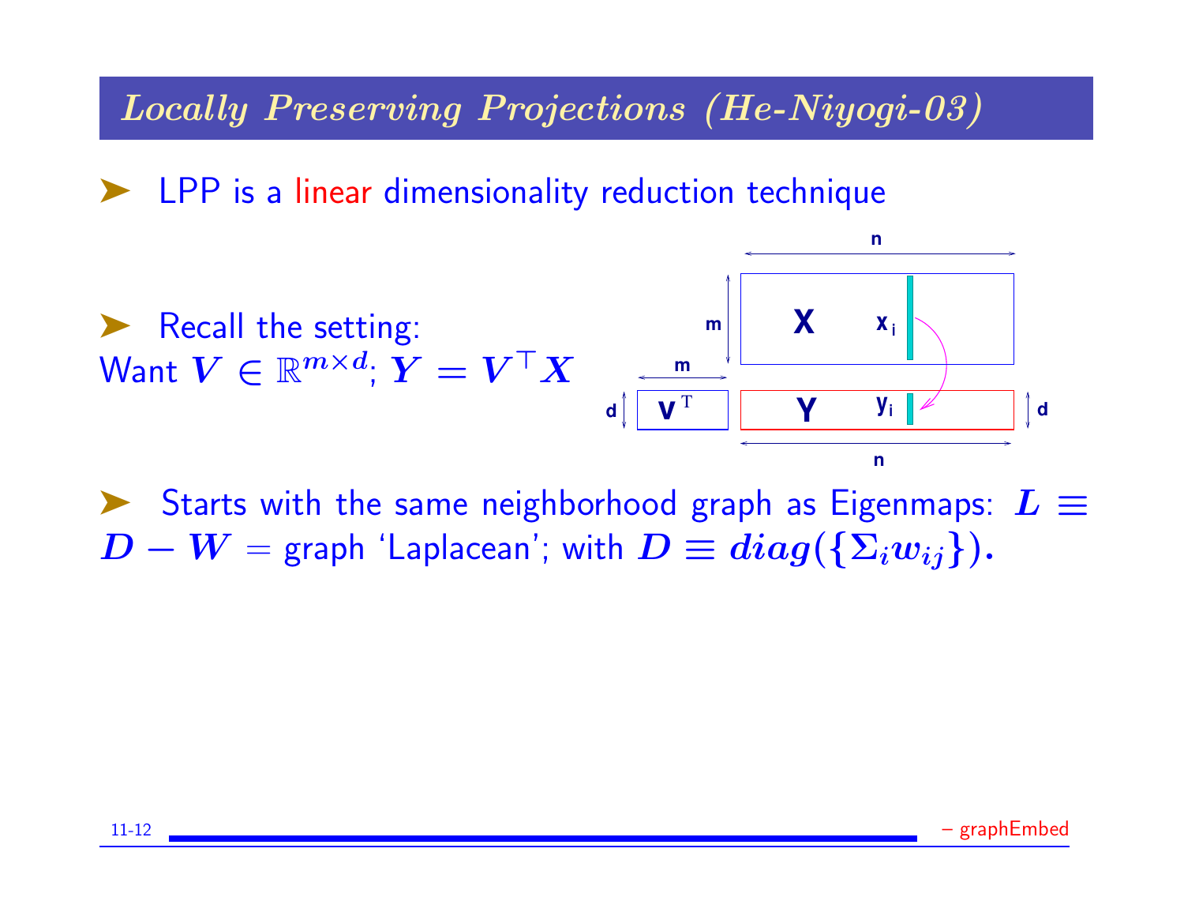## *Locally Preserving Projections (He-Niyogi-03)*

- LPP is a linear dimensionality reduction technique

- Recall the setting:
Want $V \in \mathbb{R}^{m \times d}$; $Y = V^\top X$

- Starts with the same neighborhood graph as Eigenmaps: $L \equiv D - W =$ graph 'Laplacean'; with $D \equiv diag(\{\Sigma_i w_{ij}\})$.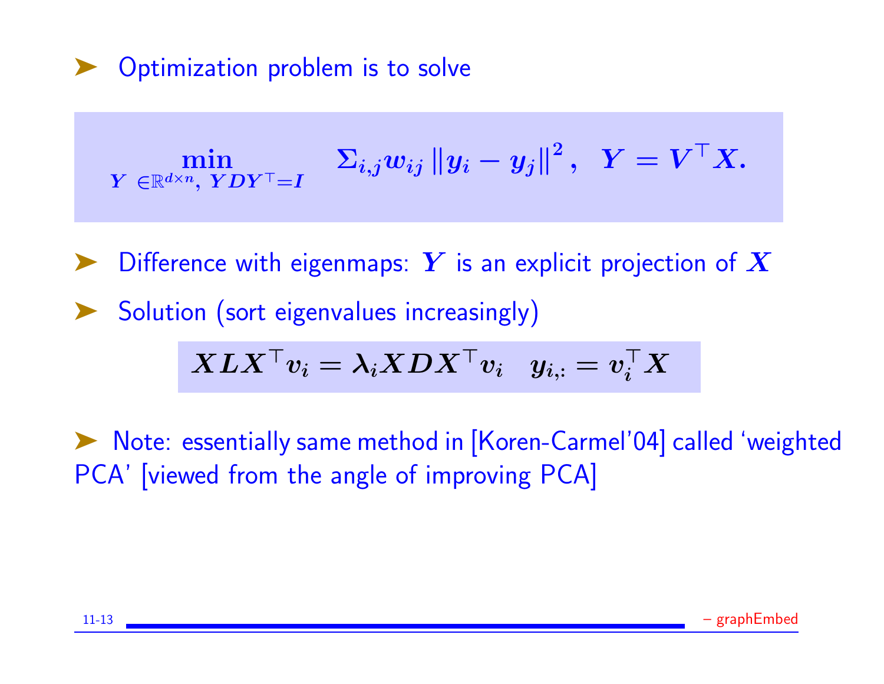- Optimization problem is to solve

$$\min_{Y \in \mathbb{R}^{d \times n},\ Y D Y^\top = I} \quad \Sigma_{i,j} w_{ij} \left\| y_i - y_j \right\|^2, \quad Y = V^\top X.$$

- Difference with eigenmaps: $Y$ is an explicit projection of $X$
- Solution (sort eigenvalues increasingly)

$$X L X^\top v_i = \lambda_i X D X^\top v_i \quad y_{i,:} = v_i^\top X$$

- Note: essentially same method in [Koren-Carmel'04] called 'weighted PCA' [viewed from the angle of improving PCA]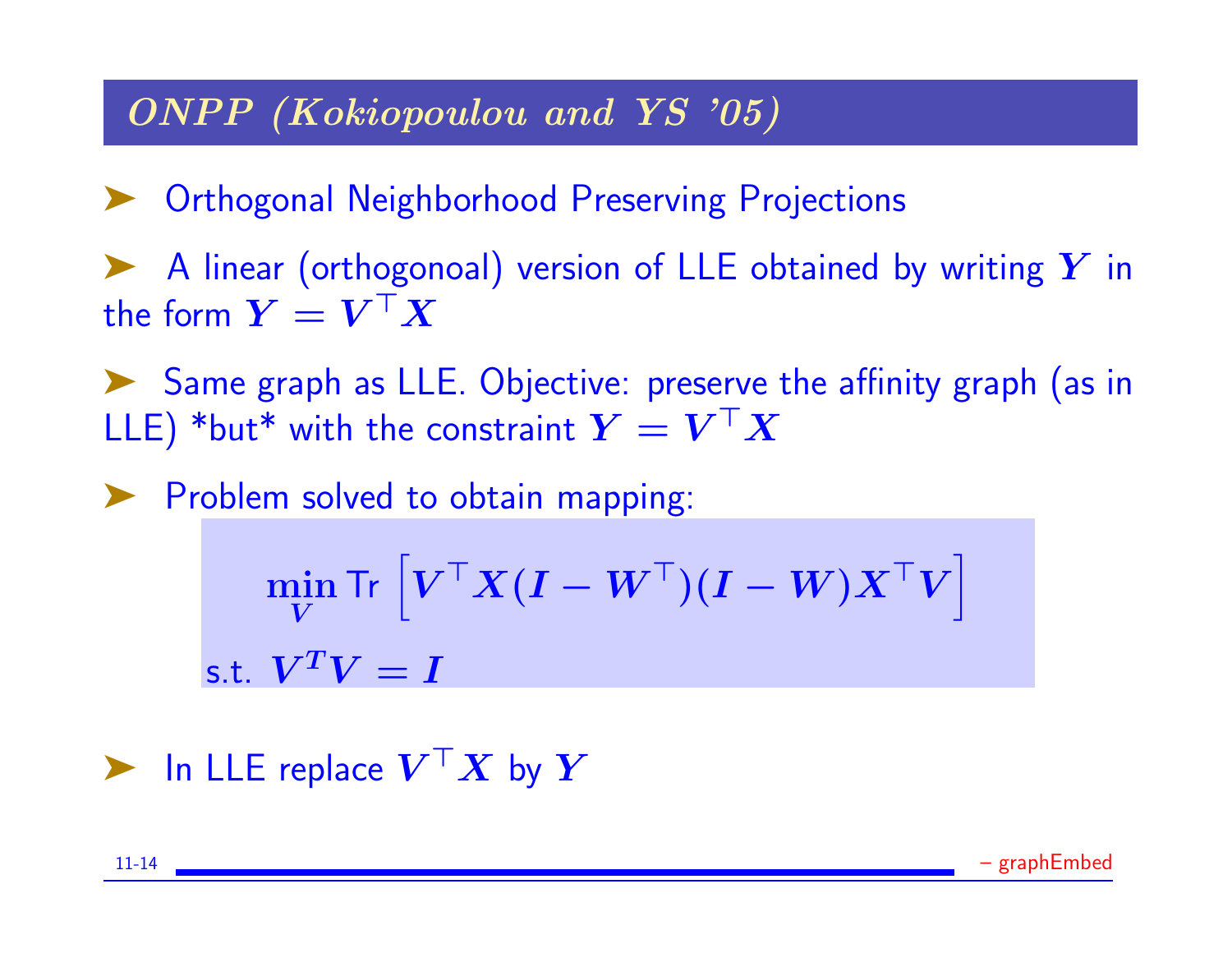## ONPP (Kokiopoulou and YS '05)

- Orthogonal Neighborhood Preserving Projections

- A linear (orthogonoal) version of LLE obtained by writing $Y$ in the form $Y = V^\top X$

- Same graph as LLE. Objective: preserve the affinity graph (as in LLE) *but* with the constraint $Y = V^\top X$

- Problem solved to obtain mapping:

$$\min_{V} \text{Tr} \left[ V^\top X (I - W^\top)(I - W) X^\top V \right]$$

$$\text{s.t. } V^T V = I$$

- In LLE replace $V^\top X$ by $Y$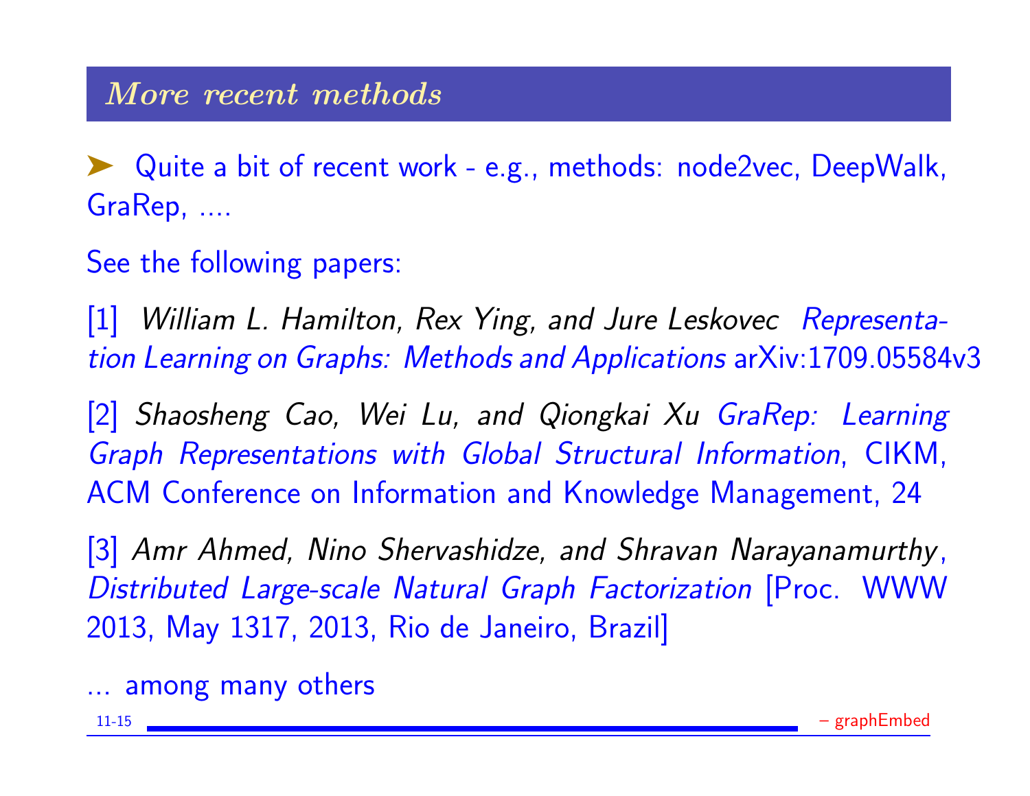## More recent methods

➤ Quite a bit of recent work - e.g., methods: node2vec, DeepWalk, GraRep, ....

See the following papers:

[1] *William L. Hamilton, Rex Ying, and Jure Leskovec* *Representation Learning on Graphs: Methods and Applications* arXiv:1709.05584v3

[2] *Shaosheng Cao, Wei Lu, and Qiongkai Xu* *GraRep: Learning Graph Representations with Global Structural Information*, CIKM, ACM Conference on Information and Knowledge Management, 24

[3] *Amr Ahmed, Nino Shervashidze, and Shravan Narayanamurthy*, *Distributed Large-scale Natural Graph Factorization* [Proc. WWW 2013, May 1317, 2013, Rio de Janeiro, Brazil]

... among many others